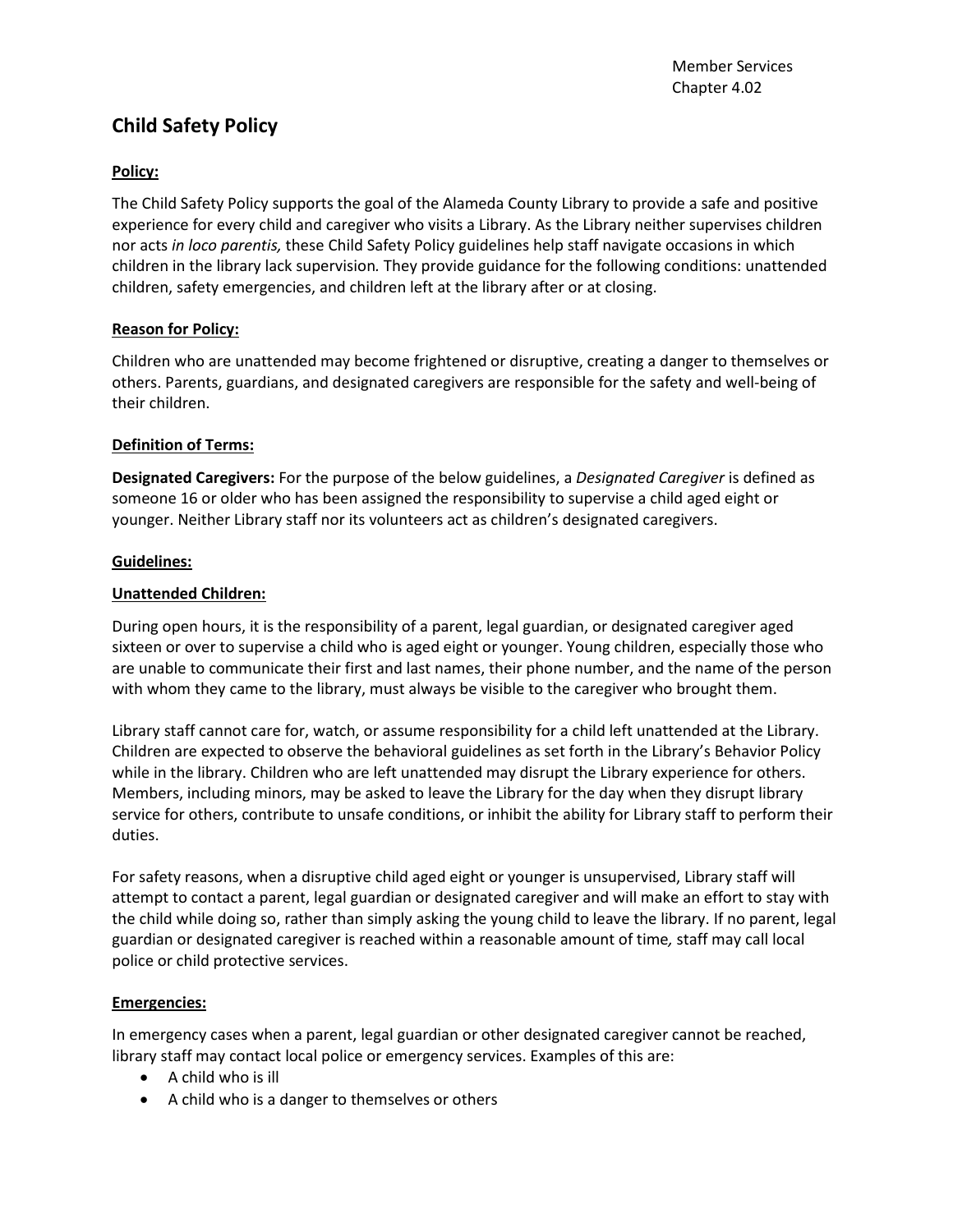Member Services
Chapter 4.02

# Child Safety Policy

## Policy:

The Child Safety Policy supports the goal of the Alameda County Library to provide a safe and positive experience for every child and caregiver who visits a Library. As the Library neither supervises children nor acts *in loco parentis,* these Child Safety Policy guidelines help staff navigate occasions in which children in the library lack supervision. They provide guidance for the following conditions: unattended children, safety emergencies, and children left at the library after or at closing.

## Reason for Policy:

Children who are unattended may become frightened or disruptive, creating a danger to themselves or others. Parents, guardians, and designated caregivers are responsible for the safety and well-being of their children.

## Definition of Terms:

**Designated Caregivers:** For the purpose of the below guidelines, a *Designated Caregiver* is defined as someone 16 or older who has been assigned the responsibility to supervise a child aged eight or younger. Neither Library staff nor its volunteers act as children's designated caregivers.

## Guidelines:

### Unattended Children:

During open hours, it is the responsibility of a parent, legal guardian, or designated caregiver aged sixteen or over to supervise a child who is aged eight or younger. Young children, especially those who are unable to communicate their first and last names, their phone number, and the name of the person with whom they came to the library, must always be visible to the caregiver who brought them.

Library staff cannot care for, watch, or assume responsibility for a child left unattended at the Library. Children are expected to observe the behavioral guidelines as set forth in the Library's Behavior Policy while in the library. Children who are left unattended may disrupt the Library experience for others. Members, including minors, may be asked to leave the Library for the day when they disrupt library service for others, contribute to unsafe conditions, or inhibit the ability for Library staff to perform their duties.

For safety reasons, when a disruptive child aged eight or younger is unsupervised, Library staff will attempt to contact a parent, legal guardian or designated caregiver and will make an effort to stay with the child while doing so, rather than simply asking the young child to leave the library. If no parent, legal guardian or designated caregiver is reached within a reasonable amount of time*,* staff may call local police or child protective services.

### Emergencies:

In emergency cases when a parent, legal guardian or other designated caregiver cannot be reached, library staff may contact local police or emergency services. Examples of this are:

- A child who is ill
- A child who is a danger to themselves or others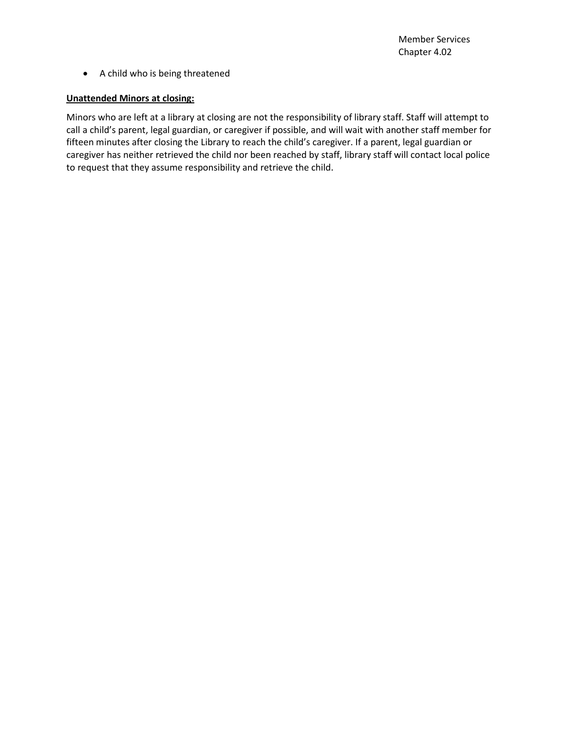- A child who is being threatened

**Unattended Minors at closing:**

Minors who are left at a library at closing are not the responsibility of library staff. Staff will attempt to call a child's parent, legal guardian, or caregiver if possible, and will wait with another staff member for fifteen minutes after closing the Library to reach the child's caregiver. If a parent, legal guardian or caregiver has neither retrieved the child nor been reached by staff, library staff will contact local police to request that they assume responsibility and retrieve the child.